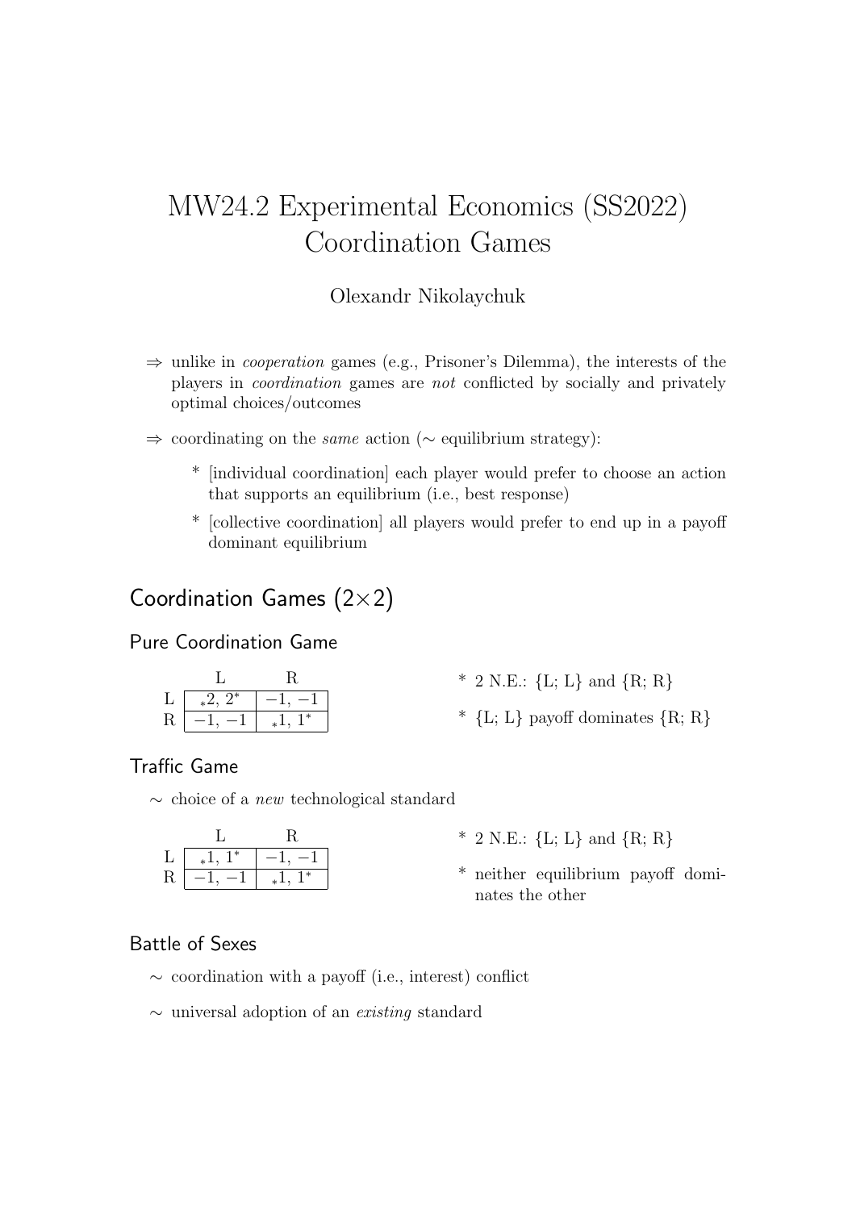# MW24.2 Experimental Economics (SS2022) Coordination Games

Olexandr Nikolaychuk

⇒ unlike in *cooperation* games (e.g., Prisoner's Dilemma), the interests of the players in *coordination* games are *not* conflicted by socially and privately optimal choices/outcomes

⇒ coordinating on the *same* action (∼ equilibrium strategy):

* [individual coordination] each player would prefer to choose an action that supports an equilibrium (i.e., best response)
* [collective coordination] all players would prefer to end up in a payoff dominant equilibrium

## Coordination Games (2×2)

### Pure Coordination Game

| | L | R |
|---|---|---|
| L | $_*2, 2^*$ | $-1, -1$ |
| R | $-1, -1$ | $_*1, 1^*$ |

* 2 N.E.: {L; L} and {R; R}
* {L; L} payoff dominates {R; R}

### Traffic Game

∼ choice of a *new* technological standard

| | L | R |
|---|---|---|
| L | $_*1, 1^*$ | $-1, -1$ |
| R | $-1, -1$ | $_*1, 1^*$ |

* 2 N.E.: {L; L} and {R; R}
* neither equilibrium payoff dominates the other

### Battle of Sexes

∼ coordination with a payoff (i.e., interest) conflict

∼ universal adoption of an *existing* standard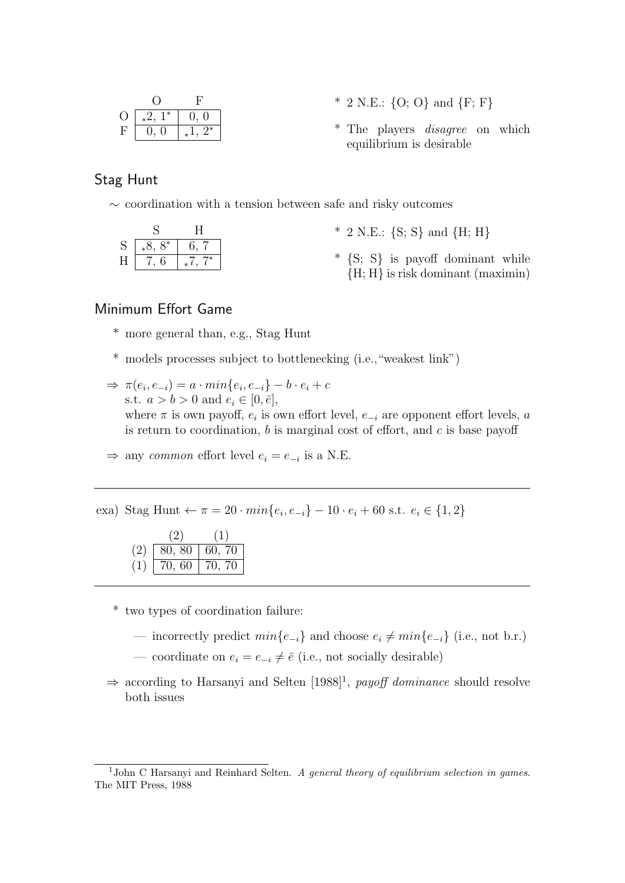|   | O | F |
|---|---|---|
| O | $_*2, 1^*$ | 0, 0 |
| F | 0, 0 | $_*1, 2^*$ |

* 2 N.E.: {O; O} and {F; F}
* The players *disagree* on which equilibrium is desirable

## Stag Hunt

∼ coordination with a tension between safe and risky outcomes

|   | S | H |
|---|---|---|
| S | $_*8, 8^*$ | 6, 7 |
| H | 7, 6 | $_*7, 7^*$ |

* 2 N.E.: {S; S} and {H; H}
* {S; S} is payoff dominant while {H; H} is risk dominant (maximin)

## Minimum Effort Game

* more general than, e.g., Stag Hunt
* models processes subject to bottlenecking (i.e.,"weakest link")

⇒ $\pi(e_i, e_{-i}) = a \cdot min\{e_i, e_{-i}\} - b \cdot e_i + c$
s.t. $a > b > 0$ and $e_i \in [0, \bar{e}]$,
where $\pi$ is own payoff, $e_i$ is own effort level, $e_{-i}$ are opponent effort levels, $a$ is return to coordination, $b$ is marginal cost of effort, and $c$ is base payoff

⇒ any *common* effort level $e_i = e_{-i}$ is a N.E.

---

exa) Stag Hunt ← $\pi = 20 \cdot min\{e_i, e_{-i}\} - 10 \cdot e_i + 60$ s.t. $e_i \in \{1, 2\}$

|   | (2) | (1) |
|---|---|---|
| (2) | 80, 80 | 60, 70 |
| (1) | 70, 60 | 70, 70 |

---

* two types of coordination failure:
  — incorrectly predict $min\{e_{-i}\}$ and choose $e_i \neq min\{e_{-i}\}$ (i.e., not b.r.)
  — coordinate on $e_i = e_{-i} \neq \bar{e}$ (i.e., not socially desirable)

⇒ according to Harsanyi and Selten [1988][1], *payoff dominance* should resolve both issues

[1] John C Harsanyi and Reinhard Selten. *A general theory of equilibrium selection in games*. The MIT Press, 1988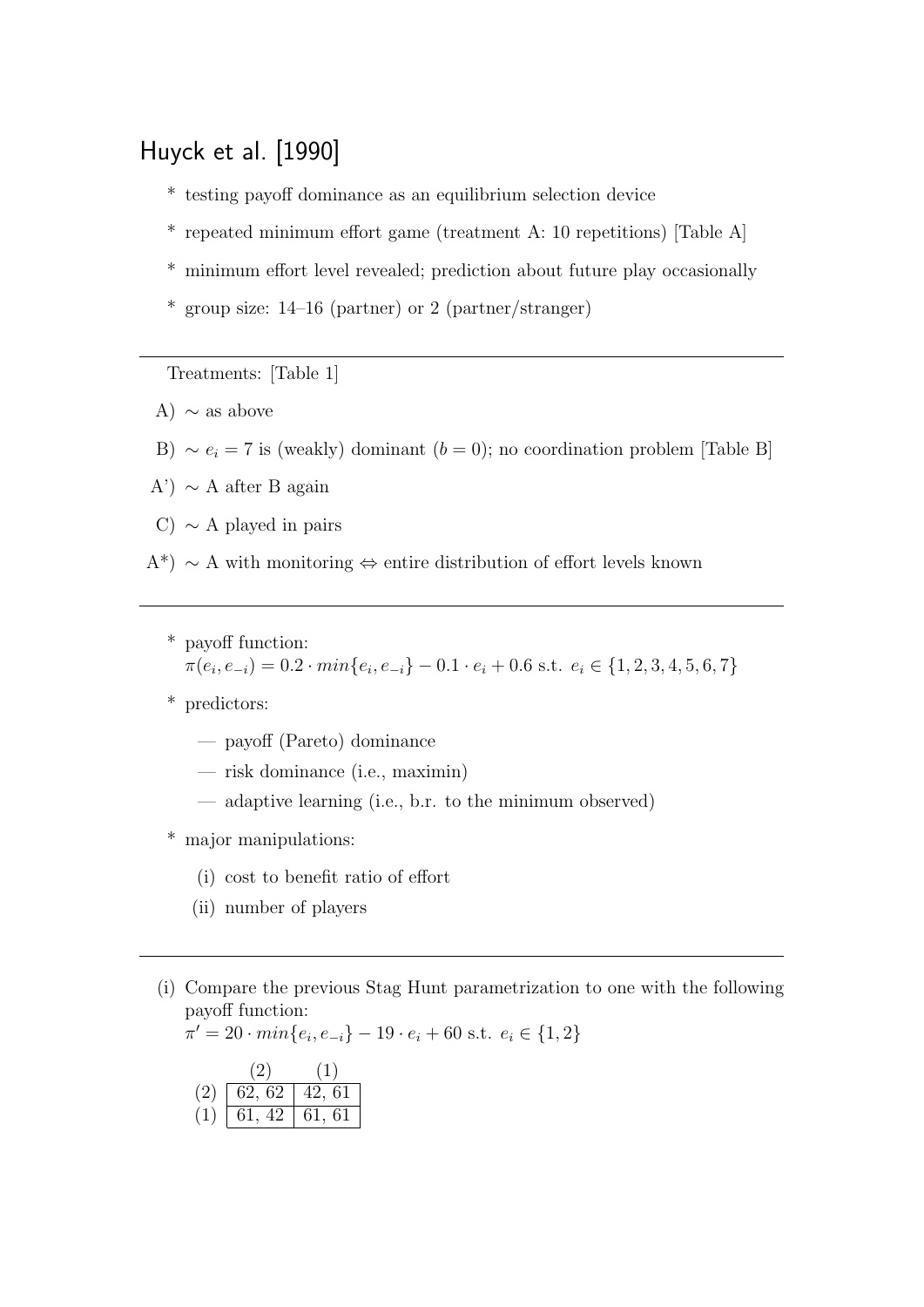# Huyck et al. [1990]

* testing payoff dominance as an equilibrium selection device
* repeated minimum effort game (treatment A: 10 repetitions) [Table A]
* minimum effort level revealed; prediction about future play occasionally
* group size: 14–16 (partner) or 2 (partner/stranger)

---

Treatments: [Table 1]

A) ∼ as above

B) ∼ $e_i = 7$ is (weakly) dominant ($b = 0$); no coordination problem [Table B]

A') ∼ A after B again

C) ∼ A played in pairs

A*) ∼ A with monitoring ⇔ entire distribution of effort levels known

---

* payoff function:
  $\pi(e_i, e_{-i}) = 0.2 \cdot min\{e_i, e_{-i}\} - 0.1 \cdot e_i + 0.6$ s.t. $e_i \in \{1, 2, 3, 4, 5, 6, 7\}$
* predictors:
  - payoff (Pareto) dominance
  - risk dominance (i.e., maximin)
  - adaptive learning (i.e., b.r. to the minimum observed)
* major manipulations:
  (i) cost to benefit ratio of effort
  (ii) number of players

---

(i) Compare the previous Stag Hunt parametrization to one with the following payoff function:
$\pi' = 20 \cdot min\{e_i, e_{-i}\} - 19 \cdot e_i + 60$ s.t. $e_i \in \{1, 2\}$

| | (2) | (1) |
|---|---|---|
| (2) | 62, 62 | 42, 61 |
| (1) | 61, 42 | 61, 61 |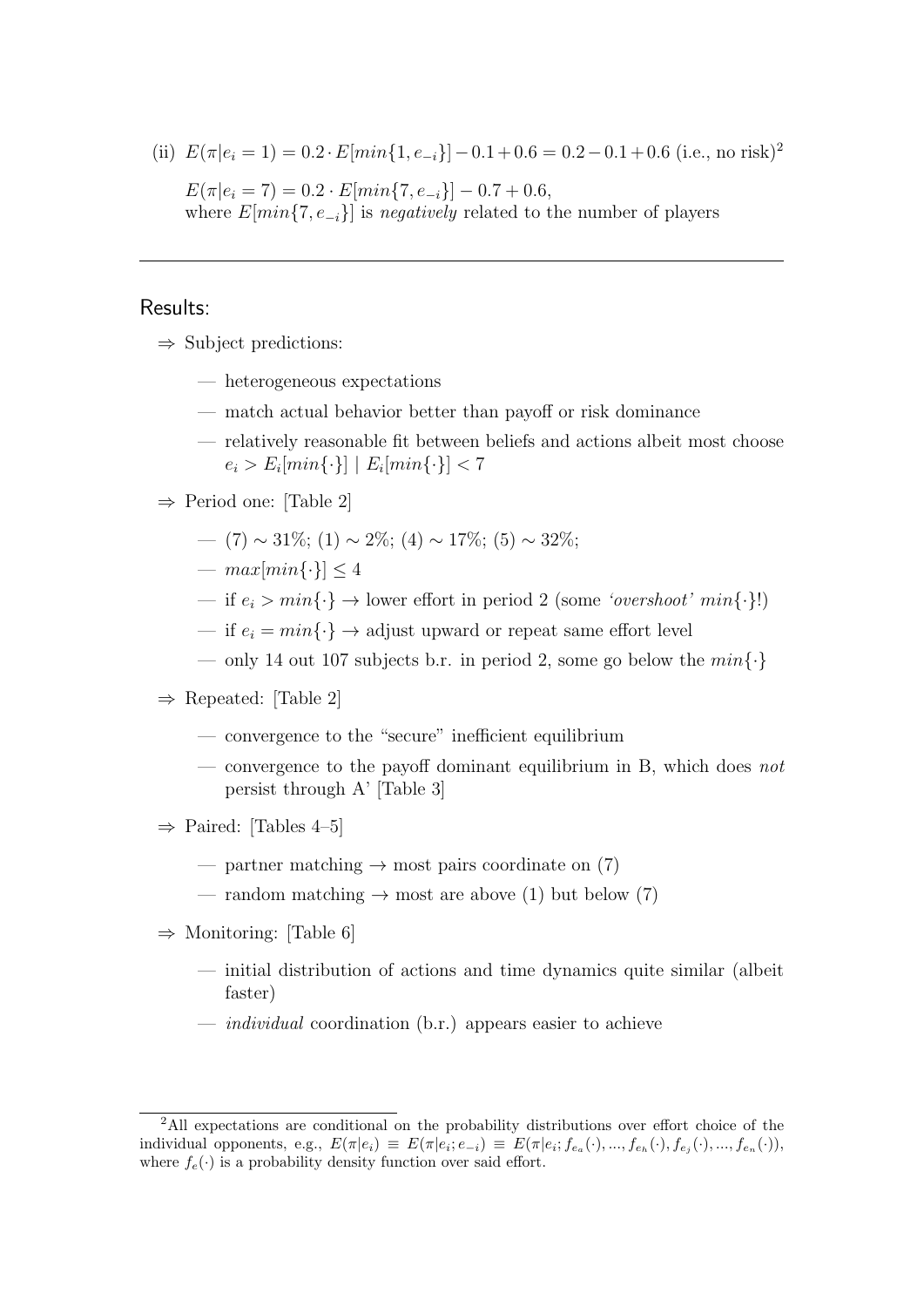(ii) $E(\pi|e_i = 1) = 0.2 \cdot E[min\{1, e_{-i}\}] - 0.1 + 0.6 = 0.2 - 0.1 + 0.6$ (i.e., no risk)[2]

$E(\pi|e_i = 7) = 0.2 \cdot E[min\{7, e_{-i}\}] - 0.7 + 0.6$,
where $E[min\{7, e_{-i}\}]$ is *negatively* related to the number of players

---

## Results:

⇒ Subject predictions:

- — heterogeneous expectations
- — match actual behavior better than payoff or risk dominance
- — relatively reasonable fit between beliefs and actions albeit most choose $e_i > E_i[min\{\cdot\}] \mid E_i[min\{\cdot\}] < 7$

⇒ Period one: [Table 2]

- — (7) $\sim$ 31%; (1) $\sim$ 2%; (4) $\sim$ 17%; (5) $\sim$ 32%;
- — $max[min\{\cdot\}] \leq 4$
- — if $e_i > min\{\cdot\} \rightarrow$ lower effort in period 2 (some *'overshoot'* $min\{\cdot\}$!)
- — if $e_i = min\{\cdot\} \rightarrow$ adjust upward or repeat same effort level
- — only 14 out 107 subjects b.r. in period 2, some go below the $min\{\cdot\}$

⇒ Repeated: [Table 2]

- — convergence to the "secure" inefficient equilibrium
- — convergence to the payoff dominant equilibrium in B, which does *not* persist through A' [Table 3]

⇒ Paired: [Tables 4–5]

- — partner matching → most pairs coordinate on (7)
- — random matching → most are above (1) but below (7)

⇒ Monitoring: [Table 6]

- — initial distribution of actions and time dynamics quite similar (albeit faster)
- — *individual* coordination (b.r.) appears easier to achieve

---

[2] All expectations are conditional on the probability distributions over effort choice of the individual opponents, e.g., $E(\pi|e_i) \equiv E(\pi|e_i; e_{-i}) \equiv E(\pi|e_i; f_{e_a}(\cdot), ..., f_{e_h}(\cdot), f_{e_j}(\cdot), ..., f_{e_n}(\cdot))$, where $f_e(\cdot)$ is a probability density function over said effort.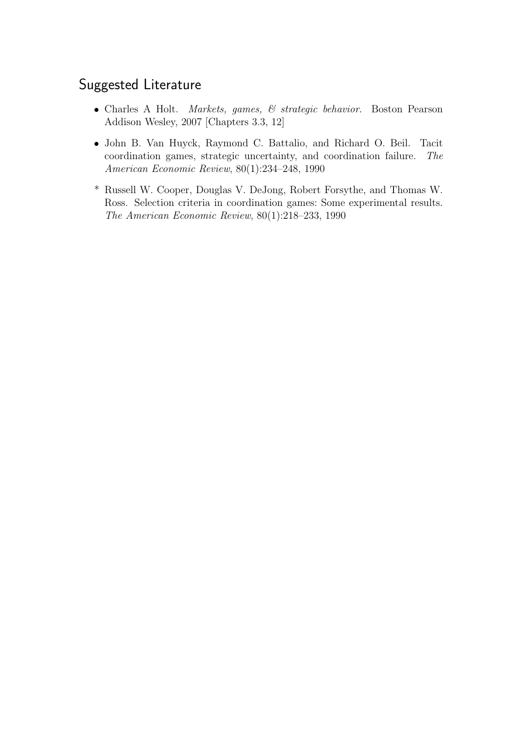## Suggested Literature

- Charles A Holt. *Markets, games, & strategic behavior*. Boston Pearson Addison Wesley, 2007 [Chapters 3.3, 12]
- John B. Van Huyck, Raymond C. Battalio, and Richard O. Beil. Tacit coordination games, strategic uncertainty, and coordination failure. *The American Economic Review*, 80(1):234–248, 1990

* Russell W. Cooper, Douglas V. DeJong, Robert Forsythe, and Thomas W. Ross. Selection criteria in coordination games: Some experimental results. *The American Economic Review*, 80(1):218–233, 1990